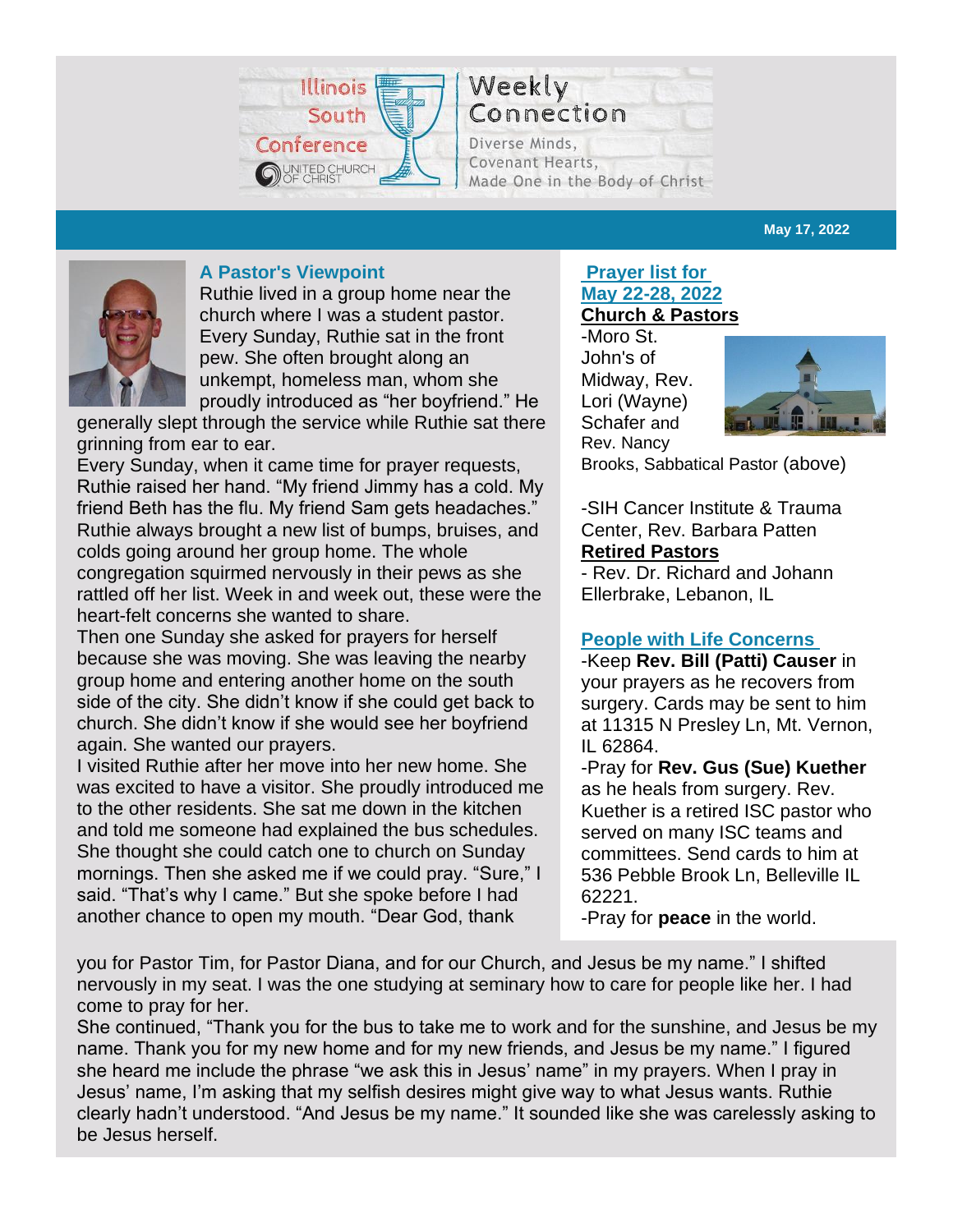Illinois South Conference — United Church of Christ

# Weekly Connection

Diverse Minds,
Covenant Hearts,
Made One in the Body of Christ

**May 17, 2022**

## A Pastor's Viewpoint

Ruthie lived in a group home near the church where I was a student pastor. Every Sunday, Ruthie sat in the front pew. She often brought along an unkempt, homeless man, whom she proudly introduced as "her boyfriend." He generally slept through the service while Ruthie sat there grinning from ear to ear.

Every Sunday, when it came time for prayer requests, Ruthie raised her hand. "My friend Jimmy has a cold. My friend Beth has the flu. My friend Sam gets headaches." Ruthie always brought a new list of bumps, bruises, and colds going around her group home. The whole congregation squirmed nervously in their pews as she rattled off her list. Week in and week out, these were the heart-felt concerns she wanted to share.

Then one Sunday she asked for prayers for herself because she was moving. She was leaving the nearby group home and entering another home on the south side of the city. She didn't know if she could get back to church. She didn't know if she would see her boyfriend again. She wanted our prayers.

I visited Ruthie after her move into her new home. She was excited to have a visitor. She proudly introduced me to the other residents. She sat me down in the kitchen and told me someone had explained the bus schedules. She thought she could catch one to church on Sunday mornings. Then she asked me if we could pray. "Sure," I said. "That's why I came." But she spoke before I had another chance to open my mouth. "Dear God, thank you for Pastor Tim, for Pastor Diana, and for our Church, and Jesus be my name." I shifted nervously in my seat. I was the one studying at seminary how to care for people like her. I had come to pray for her.

She continued, "Thank you for the bus to take me to work and for the sunshine, and Jesus be my name. Thank you for my new home and for my new friends, and Jesus be my name." I figured she heard me include the phrase "we ask this in Jesus' name" in my prayers. When I pray in Jesus' name, I'm asking that my selfish desires might give way to what Jesus wants. Ruthie clearly hadn't understood. "And Jesus be my name." It sounded like she was carelessly asking to be Jesus herself.

## Prayer list for May 22-28, 2022

**Church & Pastors**

-Moro St. John's of Midway, Rev. Lori (Wayne) Schafer and Rev. Nancy Brooks, Sabbatical Pastor (above)

-SIH Cancer Institute & Trauma Center, Rev. Barbara Patten

**Retired Pastors**

- Rev. Dr. Richard and Johann Ellerbrake, Lebanon, IL

## People with Life Concerns

-Keep **Rev. Bill (Patti) Causer** in your prayers as he recovers from surgery. Cards may be sent to him at 11315 N Presley Ln, Mt. Vernon, IL 62864.

-Pray for **Rev. Gus (Sue) Kuether** as he heals from surgery. Rev. Kuether is a retired ISC pastor who served on many ISC teams and committees. Send cards to him at 536 Pebble Brook Ln, Belleville IL 62221.

-Pray for **peace** in the world.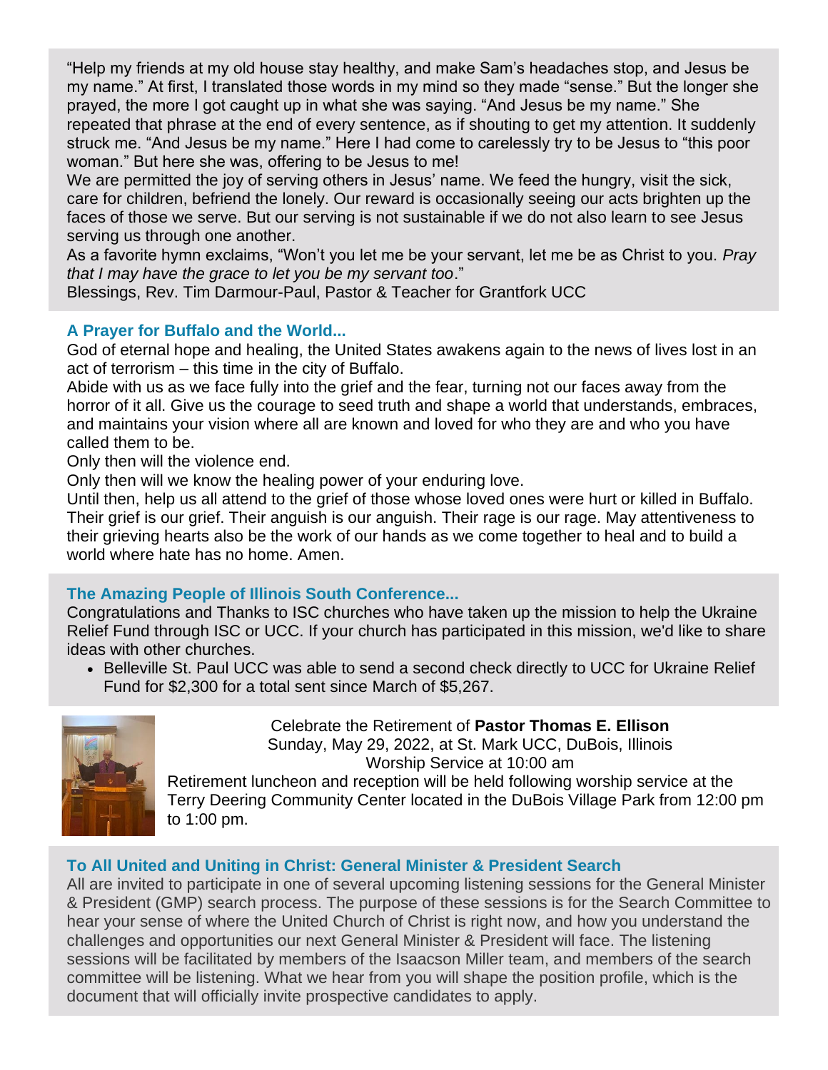"Help my friends at my old house stay healthy, and make Sam's headaches stop, and Jesus be my name." At first, I translated those words in my mind so they made "sense." But the longer she prayed, the more I got caught up in what she was saying. "And Jesus be my name." She repeated that phrase at the end of every sentence, as if shouting to get my attention. It suddenly struck me. "And Jesus be my name." Here I had come to carelessly try to be Jesus to "this poor woman." But here she was, offering to be Jesus to me!

We are permitted the joy of serving others in Jesus' name. We feed the hungry, visit the sick, care for children, befriend the lonely. Our reward is occasionally seeing our acts brighten up the faces of those we serve. But our serving is not sustainable if we do not also learn to see Jesus serving us through one another.

As a favorite hymn exclaims, "Won't you let me be your servant, let me be as Christ to you. *Pray that I may have the grace to let you be my servant too*."

Blessings, Rev. Tim Darmour-Paul, Pastor & Teacher for Grantfork UCC

### A Prayer for Buffalo and the World...

God of eternal hope and healing, the United States awakens again to the news of lives lost in an act of terrorism – this time in the city of Buffalo.

Abide with us as we face fully into the grief and the fear, turning not our faces away from the horror of it all. Give us the courage to seed truth and shape a world that understands, embraces, and maintains your vision where all are known and loved for who they are and who you have called them to be.

Only then will the violence end.

Only then will we know the healing power of your enduring love.

Until then, help us all attend to the grief of those whose loved ones were hurt or killed in Buffalo. Their grief is our grief. Their anguish is our anguish. Their rage is our rage. May attentiveness to their grieving hearts also be the work of our hands as we come together to heal and to build a world where hate has no home. Amen.

### The Amazing People of Illinois South Conference...

Congratulations and Thanks to ISC churches who have taken up the mission to help the Ukraine Relief Fund through ISC or UCC. If your church has participated in this mission, we'd like to share ideas with other churches.

- Belleville St. Paul UCC was able to send a second check directly to UCC for Ukraine Relief Fund for $2,300 for a total sent since March of $5,267.

Celebrate the Retirement of **Pastor Thomas E. Ellison**
Sunday, May 29, 2022, at St. Mark UCC, DuBois, Illinois
Worship Service at 10:00 am

Retirement luncheon and reception will be held following worship service at the Terry Deering Community Center located in the DuBois Village Park from 12:00 pm to 1:00 pm.

### To All United and Uniting in Christ: General Minister & President Search

All are invited to participate in one of several upcoming listening sessions for the General Minister & President (GMP) search process. The purpose of these sessions is for the Search Committee to hear your sense of where the United Church of Christ is right now, and how you understand the challenges and opportunities our next General Minister & President will face. The listening sessions will be facilitated by members of the Isaacson Miller team, and members of the search committee will be listening. What we hear from you will shape the position profile, which is the document that will officially invite prospective candidates to apply.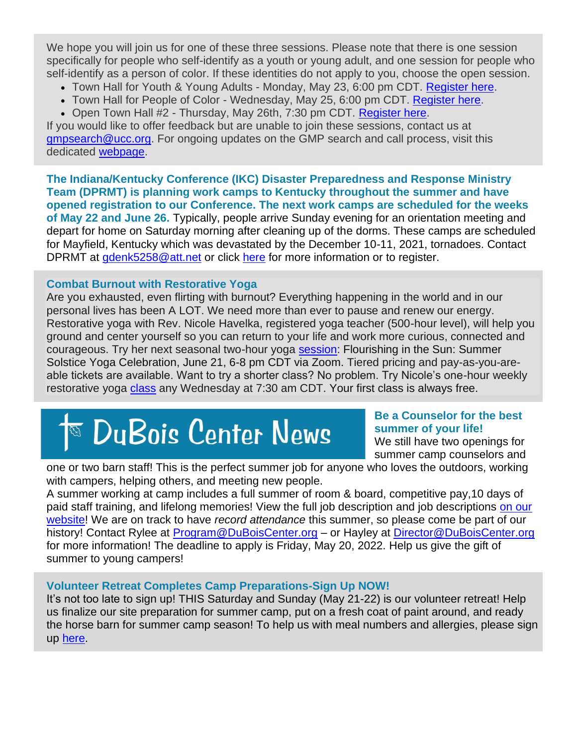We hope you will join us for one of these three sessions. Please note that there is one session specifically for people who self-identify as a youth or young adult, and one session for people who self-identify as a person of color. If these identities do not apply to you, choose the open session.

- Town Hall for Youth & Young Adults - Monday, May 23, 6:00 pm CDT. Register here.
- Town Hall for People of Color - Wednesday, May 25, 6:00 pm CDT. Register here.
- Open Town Hall #2 - Thursday, May 26th, 7:30 pm CDT. Register here.

If you would like to offer feedback but are unable to join these sessions, contact us at gmpsearch@ucc.org. For ongoing updates on the GMP search and call process, visit this dedicated webpage.

**The Indiana/Kentucky Conference (IKC) Disaster Preparedness and Response Ministry Team (DPRMT) is planning work camps to Kentucky throughout the summer and have opened registration to our Conference. The next work camps are scheduled for the weeks of May 22 and June 26.** Typically, people arrive Sunday evening for an orientation meeting and depart for home on Saturday morning after cleaning up of the dorms. These camps are scheduled for Mayfield, Kentucky which was devastated by the December 10-11, 2021, tornadoes. Contact DPRMT at gdenk5258@att.net or click here for more information or to register.

### Combat Burnout with Restorative Yoga

Are you exhausted, even flirting with burnout? Everything happening in the world and in our personal lives has been A LOT. We need more than ever to pause and renew our energy. Restorative yoga with Rev. Nicole Havelka, registered yoga teacher (500-hour level), will help you ground and center yourself so you can return to your life and work more curious, connected and courageous. Try her next seasonal two-hour yoga session: Flourishing in the Sun: Summer Solstice Yoga Celebration, June 21, 6-8 pm CDT via Zoom. Tiered pricing and pay-as-you-are-able tickets are available. Want to try a shorter class? No problem. Try Nicole's one-hour weekly restorative yoga class any Wednesday at 7:30 am CDT. Your first class is always free.

## DuBois Center News

### Be a Counselor for the best summer of your life!

We still have two openings for summer camp counselors and one or two barn staff! This is the perfect summer job for anyone who loves the outdoors, working with campers, helping others, and meeting new people.

A summer working at camp includes a full summer of room & board, competitive pay,10 days of paid staff training, and lifelong memories! View the full job description and job descriptions on our website! We are on track to have *record attendance* this summer, so please come be part of our history! Contact Rylee at Program@DuBoisCenter.org – or Hayley at Director@DuBoisCenter.org for more information! The deadline to apply is Friday, May 20, 2022. Help us give the gift of summer to young campers!

### Volunteer Retreat Completes Camp Preparations-Sign Up NOW!

It's not too late to sign up! THIS Saturday and Sunday (May 21-22) is our volunteer retreat! Help us finalize our site preparation for summer camp, put on a fresh coat of paint around, and ready the horse barn for summer camp season! To help us with meal numbers and allergies, please sign up here.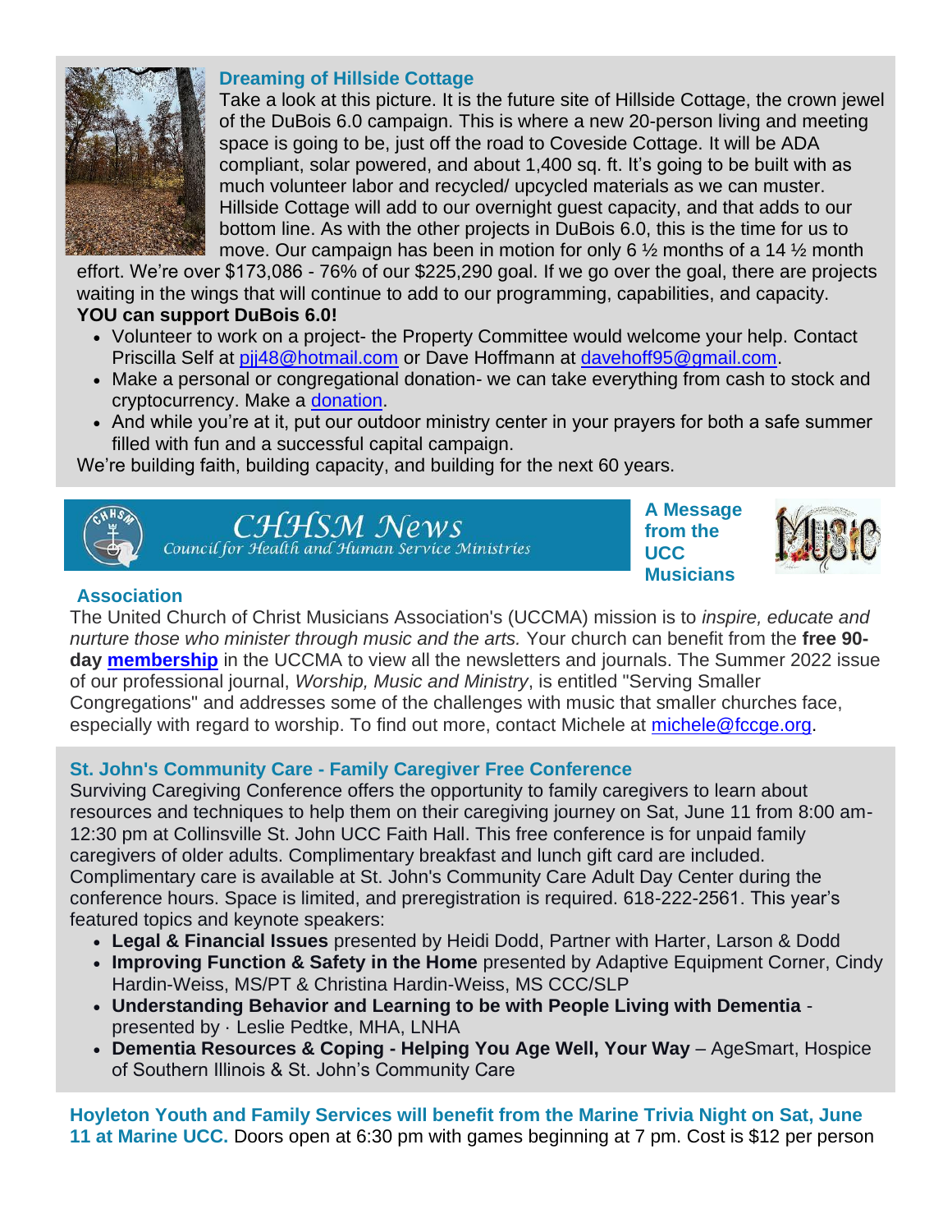### Dreaming of Hillside Cottage

Take a look at this picture. It is the future site of Hillside Cottage, the crown jewel of the DuBois 6.0 campaign. This is where a new 20-person living and meeting space is going to be, just off the road to Coveside Cottage. It will be ADA compliant, solar powered, and about 1,400 sq. ft. It's going to be built with as much volunteer labor and recycled/ upcycled materials as we can muster. Hillside Cottage will add to our overnight guest capacity, and that adds to our bottom line. As with the other projects in DuBois 6.0, this is the time for us to move. Our campaign has been in motion for only 6 ½ months of a 14 ½ month effort. We're over $173,086 - 76% of our $225,290 goal. If we go over the goal, there are projects waiting in the wings that will continue to add to our programming, capabilities, and capacity.

**YOU can support DuBois 6.0!**

- Volunteer to work on a project- the Property Committee would welcome your help. Contact Priscilla Self at pjj48@hotmail.com or Dave Hoffmann at davehoff95@gmail.com.
- Make a personal or congregational donation- we can take everything from cash to stock and cryptocurrency. Make a donation.
- And while you're at it, put our outdoor ministry center in your prayers for both a safe summer filled with fun and a successful capital campaign.

We're building faith, building capacity, and building for the next 60 years.

## CHHSM News
Council for Health and Human Service Ministries

### A Message from the UCC Musicians Association

The United Church of Christ Musicians Association's (UCCMA) mission is to *inspire, educate and nurture those who minister through music and the arts.* Your church can benefit from the **free 90-day membership** in the UCCMA to view all the newsletters and journals. The Summer 2022 issue of our professional journal, *Worship, Music and Ministry*, is entitled "Serving Smaller Congregations" and addresses some of the challenges with music that smaller churches face, especially with regard to worship. To find out more, contact Michele at michele@fccge.org.

### St. John's Community Care - Family Caregiver Free Conference

Surviving Caregiving Conference offers the opportunity to family caregivers to learn about resources and techniques to help them on their caregiving journey on Sat, June 11 from 8:00 am-12:30 pm at Collinsville St. John UCC Faith Hall. This free conference is for unpaid family caregivers of older adults. Complimentary breakfast and lunch gift card are included. Complimentary care is available at St. John's Community Care Adult Day Center during the conference hours. Space is limited, and preregistration is required. 618-222-2561. This year's featured topics and keynote speakers:

- **Legal & Financial Issues** presented by Heidi Dodd, Partner with Harter, Larson & Dodd
- **Improving Function & Safety in the Home** presented by Adaptive Equipment Corner, Cindy Hardin-Weiss, MS/PT & Christina Hardin-Weiss, MS CCC/SLP
- **Understanding Behavior and Learning to be with People Living with Dementia** - presented by · Leslie Pedtke, MHA, LNHA
- **Dementia Resources & Coping - Helping You Age Well, Your Way** – AgeSmart, Hospice of Southern Illinois & St. John's Community Care

**Hoyleton Youth and Family Services will benefit from the Marine Trivia Night on Sat, June 11 at Marine UCC.** Doors open at 6:30 pm with games beginning at 7 pm. Cost is $12 per person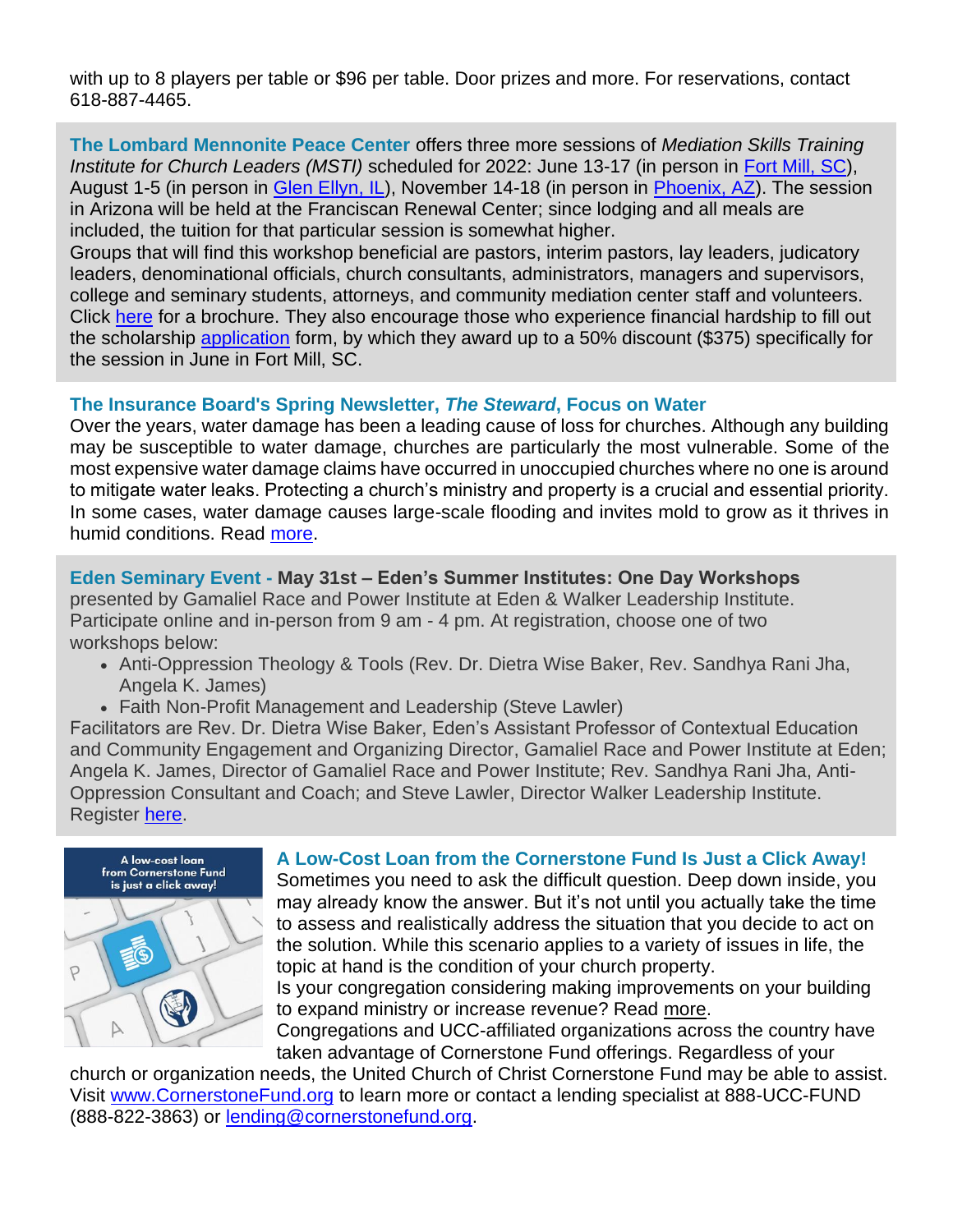with up to 8 players per table or $96 per table. Door prizes and more. For reservations, contact 618-887-4465.

**The Lombard Mennonite Peace Center** offers three more sessions of *Mediation Skills Training Institute for Church Leaders (MSTI)* scheduled for 2022: June 13-17 (in person in Fort Mill, SC), August 1-5 (in person in Glen Ellyn, IL), November 14-18 (in person in Phoenix, AZ). The session in Arizona will be held at the Franciscan Renewal Center; since lodging and all meals are included, the tuition for that particular session is somewhat higher.

Groups that will find this workshop beneficial are pastors, interim pastors, lay leaders, judicatory leaders, denominational officials, church consultants, administrators, managers and supervisors, college and seminary students, attorneys, and community mediation center staff and volunteers. Click here for a brochure. They also encourage those who experience financial hardship to fill out the scholarship application form, by which they award up to a 50% discount ($375) specifically for the session in June in Fort Mill, SC.

### The Insurance Board's Spring Newsletter, *The Steward*, Focus on Water

Over the years, water damage has been a leading cause of loss for churches. Although any building may be susceptible to water damage, churches are particularly the most vulnerable. Some of the most expensive water damage claims have occurred in unoccupied churches where no one is around to mitigate water leaks. Protecting a church's ministry and property is a crucial and essential priority. In some cases, water damage causes large-scale flooding and invites mold to grow as it thrives in humid conditions. Read more.

### Eden Seminary Event - May 31st – Eden's Summer Institutes: One Day Workshops

presented by Gamaliel Race and Power Institute at Eden & Walker Leadership Institute. Participate online and in-person from 9 am - 4 pm. At registration, choose one of two workshops below:

- Anti-Oppression Theology & Tools (Rev. Dr. Dietra Wise Baker, Rev. Sandhya Rani Jha, Angela K. James)
- Faith Non-Profit Management and Leadership (Steve Lawler)

Facilitators are Rev. Dr. Dietra Wise Baker, Eden's Assistant Professor of Contextual Education and Community Engagement and Organizing Director, Gamaliel Race and Power Institute at Eden; Angela K. James, Director of Gamaliel Race and Power Institute; Rev. Sandhya Rani Jha, Anti-Oppression Consultant and Coach; and Steve Lawler, Director Walker Leadership Institute. Register here.

### A Low-Cost Loan from the Cornerstone Fund Is Just a Click Away!

Sometimes you need to ask the difficult question. Deep down inside, you may already know the answer. But it's not until you actually take the time to assess and realistically address the situation that you decide to act on the solution. While this scenario applies to a variety of issues in life, the topic at hand is the condition of your church property.

Is your congregation considering making improvements on your building to expand ministry or increase revenue? Read more.

Congregations and UCC-affiliated organizations across the country have taken advantage of Cornerstone Fund offerings. Regardless of your church or organization needs, the United Church of Christ Cornerstone Fund may be able to assist. Visit www.CornerstoneFund.org to learn more or contact a lending specialist at 888-UCC-FUND (888-822-3863) or lending@cornerstonefund.org.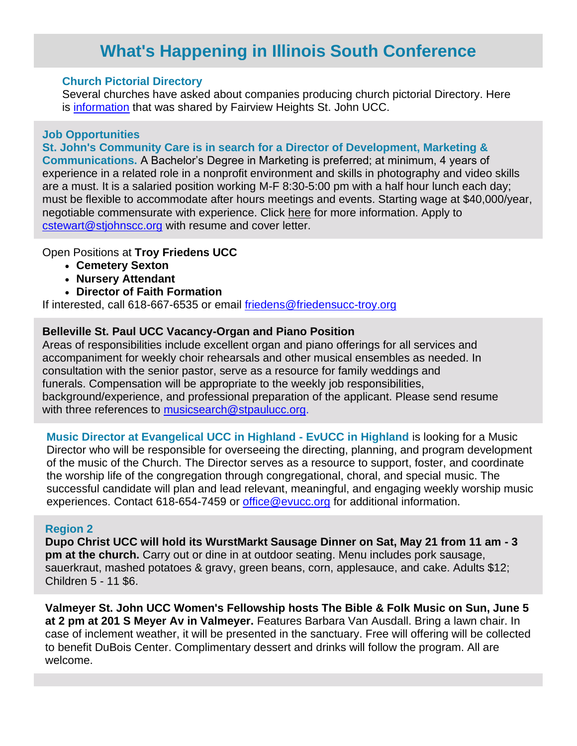# What's Happening in Illinois South Conference

### Church Pictorial Directory

Several churches have asked about companies producing church pictorial Directory. Here is information that was shared by Fairview Heights St. John UCC.

### Job Opportunities

**St. John's Community Care is in search for a Director of Development, Marketing & Communications.** A Bachelor's Degree in Marketing is preferred; at minimum, 4 years of experience in a related role in a nonprofit environment and skills in photography and video skills are a must. It is a salaried position working M-F 8:30-5:00 pm with a half hour lunch each day; must be flexible to accommodate after hours meetings and events. Starting wage at $40,000/year, negotiable commensurate with experience. Click here for more information. Apply to cstewart@stjohnscc.org with resume and cover letter.

Open Positions at **Troy Friedens UCC**

- **Cemetery Sexton**
- **Nursery Attendant**
- **Director of Faith Formation**

If interested, call 618-667-6535 or email friedens@friedensucc-troy.org

**Belleville St. Paul UCC Vacancy-Organ and Piano Position**

Areas of responsibilities include excellent organ and piano offerings for all services and accompaniment for weekly choir rehearsals and other musical ensembles as needed. In consultation with the senior pastor, serve as a resource for family weddings and funerals. Compensation will be appropriate to the weekly job responsibilities, background/experience, and professional preparation of the applicant. Please send resume with three references to musicsearch@stpaulucc.org.

**Music Director at Evangelical UCC in Highland - EvUCC in Highland** is looking for a Music Director who will be responsible for overseeing the directing, planning, and program development of the music of the Church. The Director serves as a resource to support, foster, and coordinate the worship life of the congregation through congregational, choral, and special music. The successful candidate will plan and lead relevant, meaningful, and engaging weekly worship music experiences. Contact 618-654-7459 or office@evucc.org for additional information.

### Region 2

**Dupo Christ UCC will hold its WurstMarkt Sausage Dinner on Sat, May 21 from 11 am - 3 pm at the church.** Carry out or dine in at outdoor seating. Menu includes pork sausage, sauerkraut, mashed potatoes & gravy, green beans, corn, applesauce, and cake. Adults $12; Children 5 - 11 $6.

**Valmeyer St. John UCC Women's Fellowship hosts The Bible & Folk Music on Sun, June 5 at 2 pm at 201 S Meyer Av in Valmeyer.** Features Barbara Van Ausdall. Bring a lawn chair. In case of inclement weather, it will be presented in the sanctuary. Free will offering will be collected to benefit DuBois Center. Complimentary dessert and drinks will follow the program. All are welcome.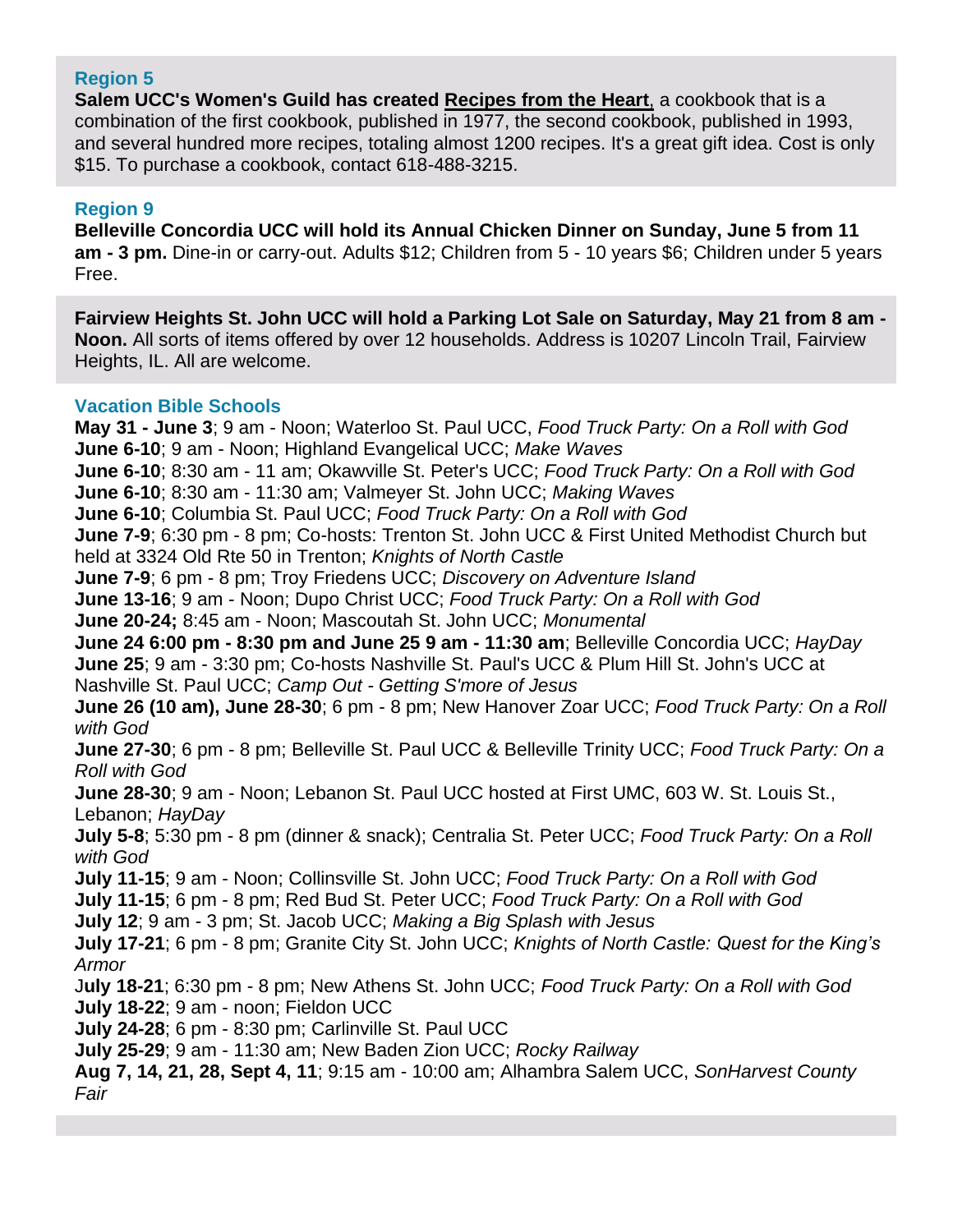## Region 5

**Salem UCC's Women's Guild has created Recipes from the Heart**, a cookbook that is a combination of the first cookbook, published in 1977, the second cookbook, published in 1993, and several hundred more recipes, totaling almost 1200 recipes. It's a great gift idea. Cost is only $15. To purchase a cookbook, contact 618-488-3215.

## Region 9

**Belleville Concordia UCC will hold its Annual Chicken Dinner on Sunday, June 5 from 11 am - 3 pm.** Dine-in or carry-out. Adults $12; Children from 5 - 10 years $6; Children under 5 years Free.

**Fairview Heights St. John UCC will hold a Parking Lot Sale on Saturday, May 21 from 8 am - Noon.** All sorts of items offered by over 12 households. Address is 10207 Lincoln Trail, Fairview Heights, IL. All are welcome.

## Vacation Bible Schools

**May 31 - June 3**; 9 am - Noon; Waterloo St. Paul UCC, *Food Truck Party: On a Roll with God*
**June 6-10**; 9 am - Noon; Highland Evangelical UCC; *Make Waves*
**June 6-10**; 8:30 am - 11 am; Okawville St. Peter's UCC; *Food Truck Party: On a Roll with God*
**June 6-10**; 8:30 am - 11:30 am; Valmeyer St. John UCC; *Making Waves*
**June 6-10**; Columbia St. Paul UCC; *Food Truck Party: On a Roll with God*
**June 7-9**; 6:30 pm - 8 pm; Co-hosts: Trenton St. John UCC & First United Methodist Church but held at 3324 Old Rte 50 in Trenton; *Knights of North Castle*
**June 7-9**; 6 pm - 8 pm; Troy Friedens UCC; *Discovery on Adventure Island*
**June 13-16**; 9 am - Noon; Dupo Christ UCC; *Food Truck Party: On a Roll with God*
**June 20-24;** 8:45 am - Noon; Mascoutah St. John UCC; *Monumental*
**June 24 6:00 pm - 8:30 pm and June 25 9 am - 11:30 am**; Belleville Concordia UCC; *HayDay*
**June 25**; 9 am - 3:30 pm; Co-hosts Nashville St. Paul's UCC & Plum Hill St. John's UCC at Nashville St. Paul UCC; *Camp Out - Getting S'more of Jesus*
**June 26 (10 am), June 28-30**; 6 pm - 8 pm; New Hanover Zoar UCC; *Food Truck Party: On a Roll with God*
**June 27-30**; 6 pm - 8 pm; Belleville St. Paul UCC & Belleville Trinity UCC; *Food Truck Party: On a Roll with God*
**June 28-30**; 9 am - Noon; Lebanon St. Paul UCC hosted at First UMC, 603 W. St. Louis St., Lebanon; *HayDay*
**July 5-8**; 5:30 pm - 8 pm (dinner & snack); Centralia St. Peter UCC; *Food Truck Party: On a Roll with God*
**July 11-15**; 9 am - Noon; Collinsville St. John UCC; *Food Truck Party: On a Roll with God*
**July 11-15**; 6 pm - 8 pm; Red Bud St. Peter UCC; *Food Truck Party: On a Roll with God*
**July 12**; 9 am - 3 pm; St. Jacob UCC; *Making a Big Splash with Jesus*
**July 17-21**; 6 pm - 8 pm; Granite City St. John UCC; *Knights of North Castle: Quest for the King's Armor*
**July 18-21**; 6:30 pm - 8 pm; New Athens St. John UCC; *Food Truck Party: On a Roll with God*
**July 18-22**; 9 am - noon; Fieldon UCC
**July 24-28**; 6 pm - 8:30 pm; Carlinville St. Paul UCC
**July 25-29**; 9 am - 11:30 am; New Baden Zion UCC; *Rocky Railway*
**Aug 7, 14, 21, 28, Sept 4, 11**; 9:15 am - 10:00 am; Alhambra Salem UCC, *SonHarvest County Fair*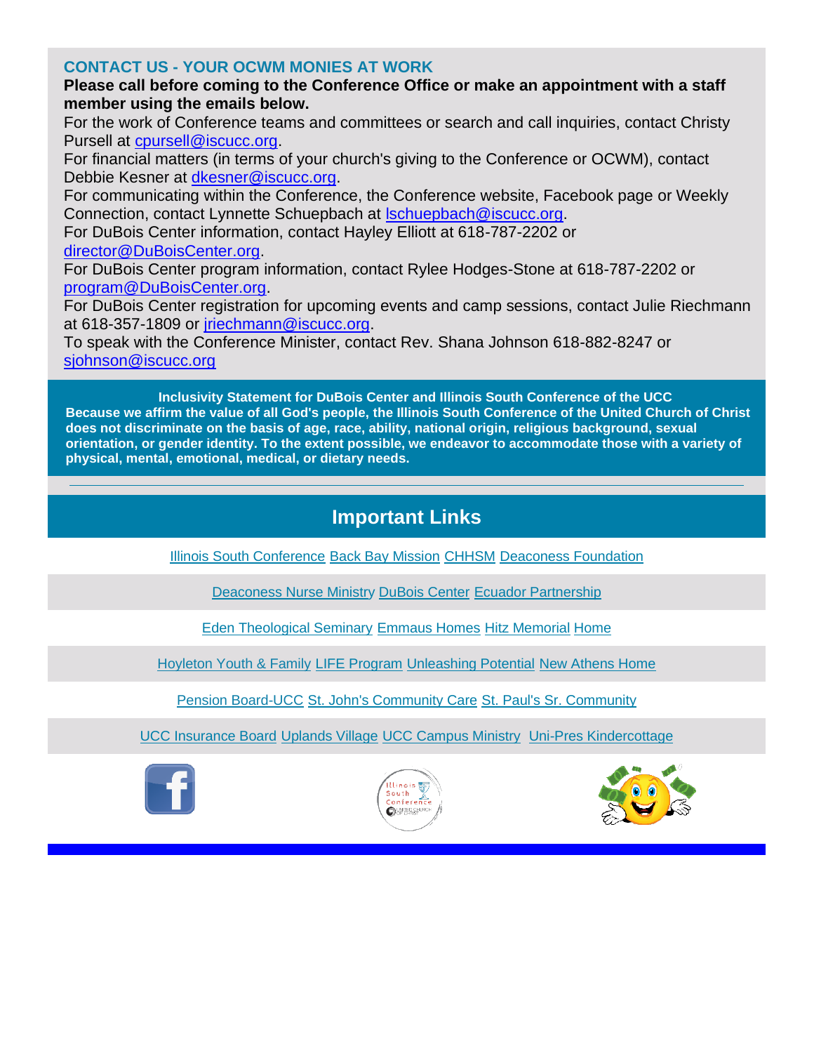## CONTACT US - YOUR OCWM MONIES AT WORK

**Please call before coming to the Conference Office or make an appointment with a staff member using the emails below.**

For the work of Conference teams and committees or search and call inquiries, contact Christy Pursell at cpursell@iscucc.org.

For financial matters (in terms of your church's giving to the Conference or OCWM), contact Debbie Kesner at dkesner@iscucc.org.

For communicating within the Conference, the Conference website, Facebook page or Weekly Connection, contact Lynnette Schuepbach at lschuepbach@iscucc.org.

For DuBois Center information, contact Hayley Elliott at 618-787-2202 or director@DuBoisCenter.org.

For DuBois Center program information, contact Rylee Hodges-Stone at 618-787-2202 or program@DuBoisCenter.org.

For DuBois Center registration for upcoming events and camp sessions, contact Julie Riechmann at 618-357-1809 or jriechmann@iscucc.org.

To speak with the Conference Minister, contact Rev. Shana Johnson 618-882-8247 or sjohnson@iscucc.org

**Inclusivity Statement for DuBois Center and Illinois South Conference of the UCC**
**Because we affirm the value of all God's people, the Illinois South Conference of the United Church of Christ does not discriminate on the basis of age, race, ability, national origin, religious background, sexual orientation, or gender identity. To the extent possible, we endeavor to accommodate those with a variety of physical, mental, emotional, medical, or dietary needs.**

---

## Important Links

Illinois South Conference Back Bay Mission CHHSM Deaconess Foundation

Deaconess Nurse Ministry DuBois Center Ecuador Partnership

Eden Theological Seminary Emmaus Homes Hitz Memorial Home

Hoyleton Youth & Family LIFE Program Unleashing Potential New Athens Home

Pension Board-UCC St. John's Community Care St. Paul's Sr. Community

UCC Insurance Board Uplands Village UCC Campus Ministry Uni-Pres Kindercottage